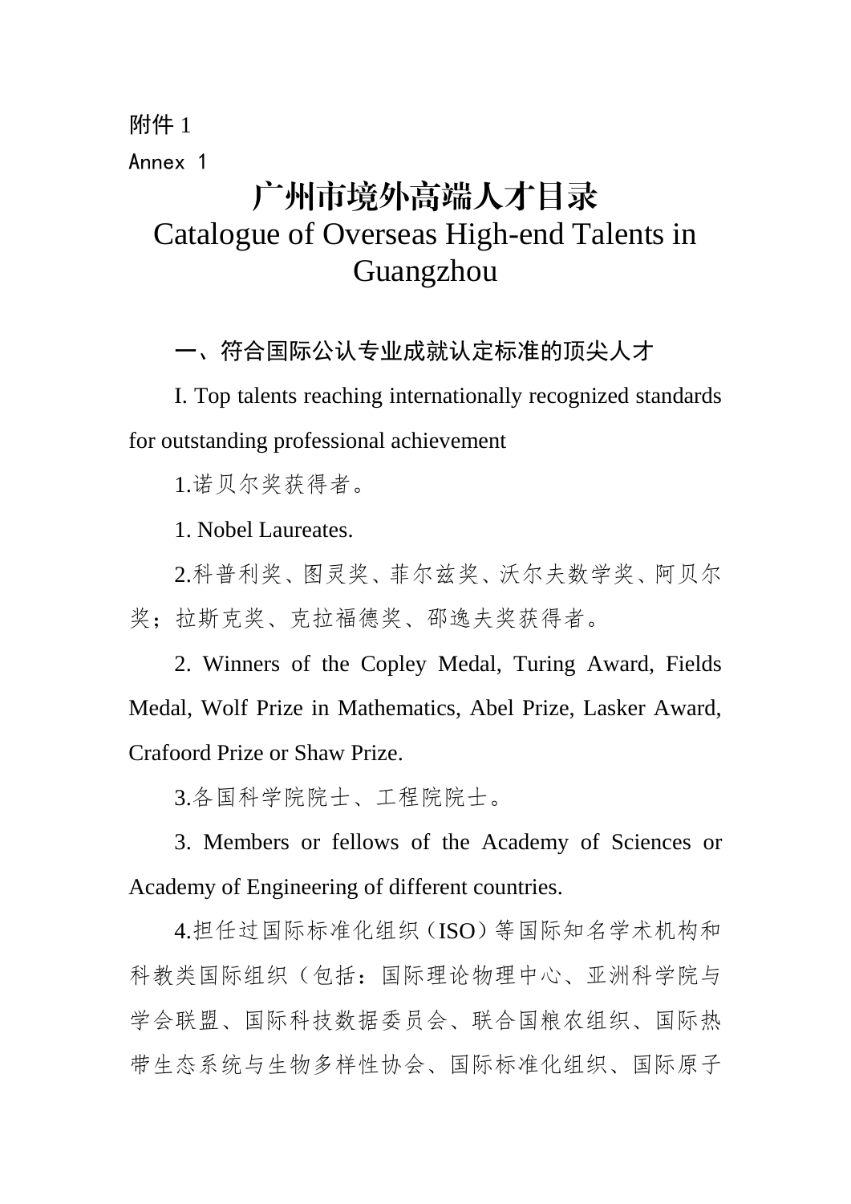附件 1

Annex 1

# 广州市境外高端人才目录

# Catalogue of Overseas High-end Talents in Guangzhou

## 一、符合国际公认专业成就认定标准的顶尖人才

## I. Top talents reaching internationally recognized standards for outstanding professional achievement

1.诺贝尔奖获得者。

1. Nobel Laureates.

2.科普利奖、图灵奖、菲尔兹奖、沃尔夫数学奖、阿贝尔奖；拉斯克奖、克拉福德奖、邵逸夫奖获得者。

2. Winners of the Copley Medal, Turing Award, Fields Medal, Wolf Prize in Mathematics, Abel Prize, Lasker Award, Crafoord Prize or Shaw Prize.

3.各国科学院院士、工程院院士。

3. Members or fellows of the Academy of Sciences or Academy of Engineering of different countries.

4.担任过国际标准化组织（ISO）等国际知名学术机构和科教类国际组织（包括：国际理论物理中心、亚洲科学院与学会联盟、国际科技数据委员会、联合国粮农组织、国际热带生态系统与生物多样性协会、国际标准化组织、国际原子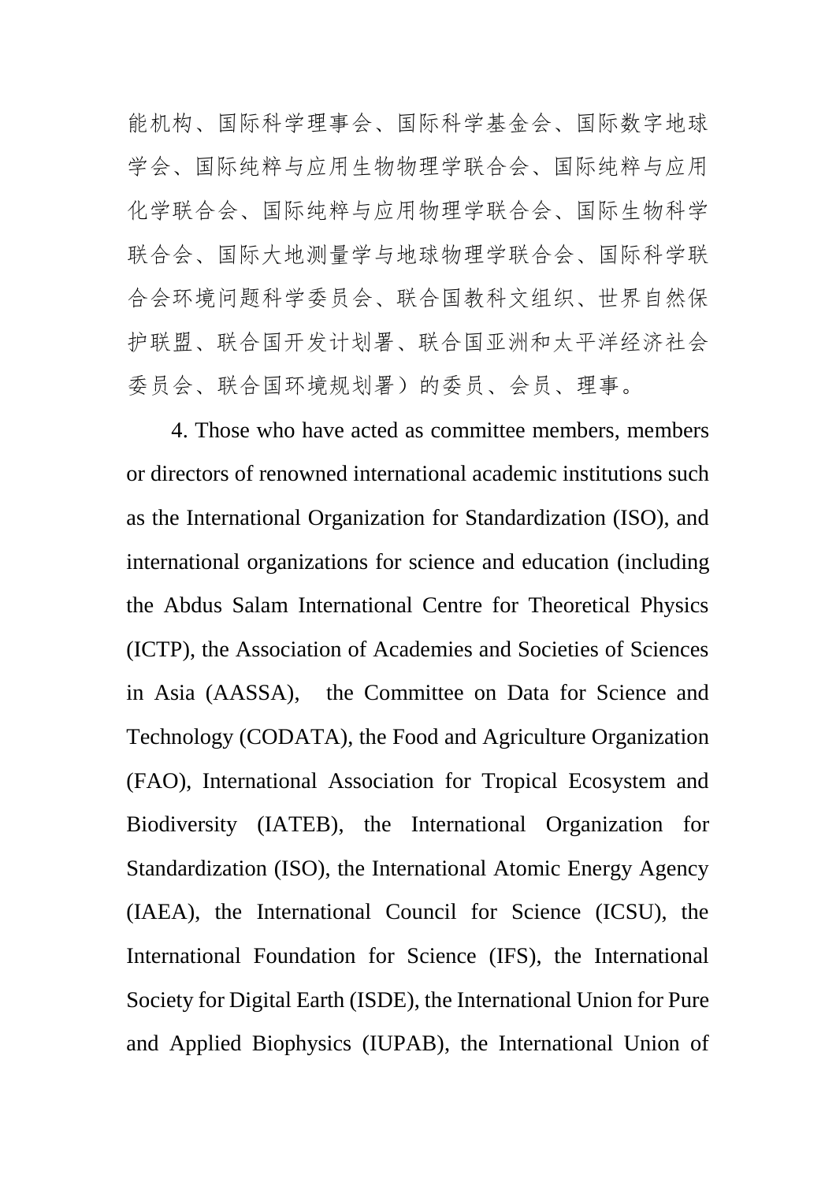能机构、国际科学理事会、国际科学基金会、国际数字地球学会、国际纯粹与应用生物物理学联合会、国际纯粹与应用化学联合会、国际纯粹与应用物理学联合会、国际生物科学联合会、国际大地测量学与地球物理学联合会、国际科学联合会环境问题科学委员会、联合国教科文组织、世界自然保护联盟、联合国开发计划署、联合国亚洲和太平洋经济社会委员会、联合国环境规划署）的委员、会员、理事。

4. Those who have acted as committee members, members or directors of renowned international academic institutions such as the International Organization for Standardization (ISO), and international organizations for science and education (including the Abdus Salam International Centre for Theoretical Physics (ICTP), the Association of Academies and Societies of Sciences in Asia (AASSA),  the Committee on Data for Science and Technology (CODATA), the Food and Agriculture Organization (FAO), International Association for Tropical Ecosystem and Biodiversity (IATEB), the International Organization for Standardization (ISO), the International Atomic Energy Agency (IAEA), the International Council for Science (ICSU), the International Foundation for Science (IFS), the International Society for Digital Earth (ISDE), the International Union for Pure and Applied Biophysics (IUPAB), the International Union of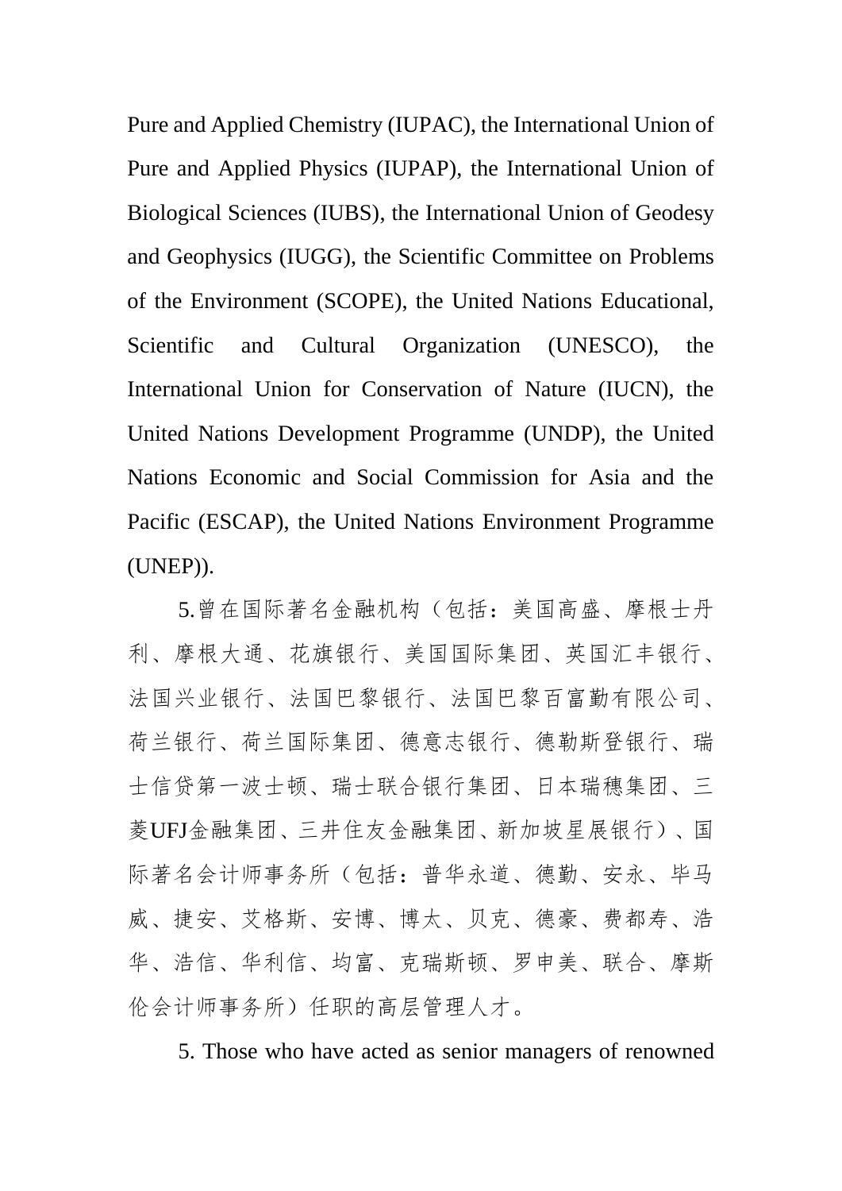Pure and Applied Chemistry (IUPAC), the International Union of Pure and Applied Physics (IUPAP), the International Union of Biological Sciences (IUBS), the International Union of Geodesy and Geophysics (IUGG), the Scientific Committee on Problems of the Environment (SCOPE), the United Nations Educational, Scientific and Cultural Organization (UNESCO), the International Union for Conservation of Nature (IUCN), the United Nations Development Programme (UNDP), the United Nations Economic and Social Commission for Asia and the Pacific (ESCAP), the United Nations Environment Programme (UNEP)).

5.曾在国际著名金融机构（包括：美国高盛、摩根士丹利、摩根大通、花旗银行、美国国际集团、英国汇丰银行、法国兴业银行、法国巴黎银行、法国巴黎百富勤有限公司、荷兰银行、荷兰国际集团、德意志银行、德勒斯登银行、瑞士信贷第一波士顿、瑞士联合银行集团、日本瑞穗集团、三菱UFJ金融集团、三井住友金融集团、新加坡星展银行）、国际著名会计师事务所（包括：普华永道、德勤、安永、毕马威、捷安、艾格斯、安博、博太、贝克、德豪、费都寿、浩华、浩信、华利信、均富、克瑞斯顿、罗申美、联合、摩斯伦会计师事务所）任职的高层管理人才。

5. Those who have acted as senior managers of renowned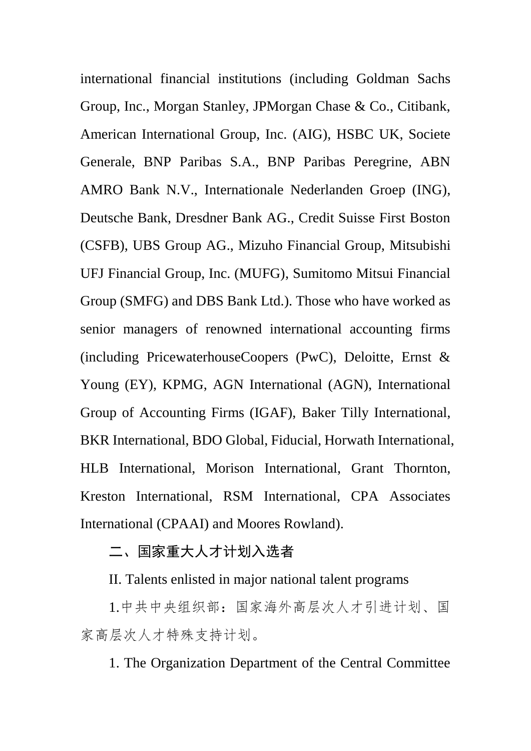international financial institutions (including Goldman Sachs Group, Inc., Morgan Stanley, JPMorgan Chase & Co., Citibank, American International Group, Inc. (AIG), HSBC UK, Societe Generale, BNP Paribas S.A., BNP Paribas Peregrine, ABN AMRO Bank N.V., Internationale Nederlanden Groep (ING), Deutsche Bank, Dresdner Bank AG., Credit Suisse First Boston (CSFB), UBS Group AG., Mizuho Financial Group, Mitsubishi UFJ Financial Group, Inc. (MUFG), Sumitomo Mitsui Financial Group (SMFG) and DBS Bank Ltd.). Those who have worked as senior managers of renowned international accounting firms (including PricewaterhouseCoopers (PwC), Deloitte, Ernst & Young (EY), KPMG, AGN International (AGN), International Group of Accounting Firms (IGAF), Baker Tilly International, BKR International, BDO Global, Fiducial, Horwath International, HLB International, Morison International, Grant Thornton, Kreston International, RSM International, CPA Associates International (CPAAI) and Moores Rowland).

## 二、国家重大人才计划入选者

## II. Talents enlisted in major national talent programs

1.中共中央组织部：国家海外高层次人才引进计划、国家高层次人才特殊支持计划。

1. The Organization Department of the Central Committee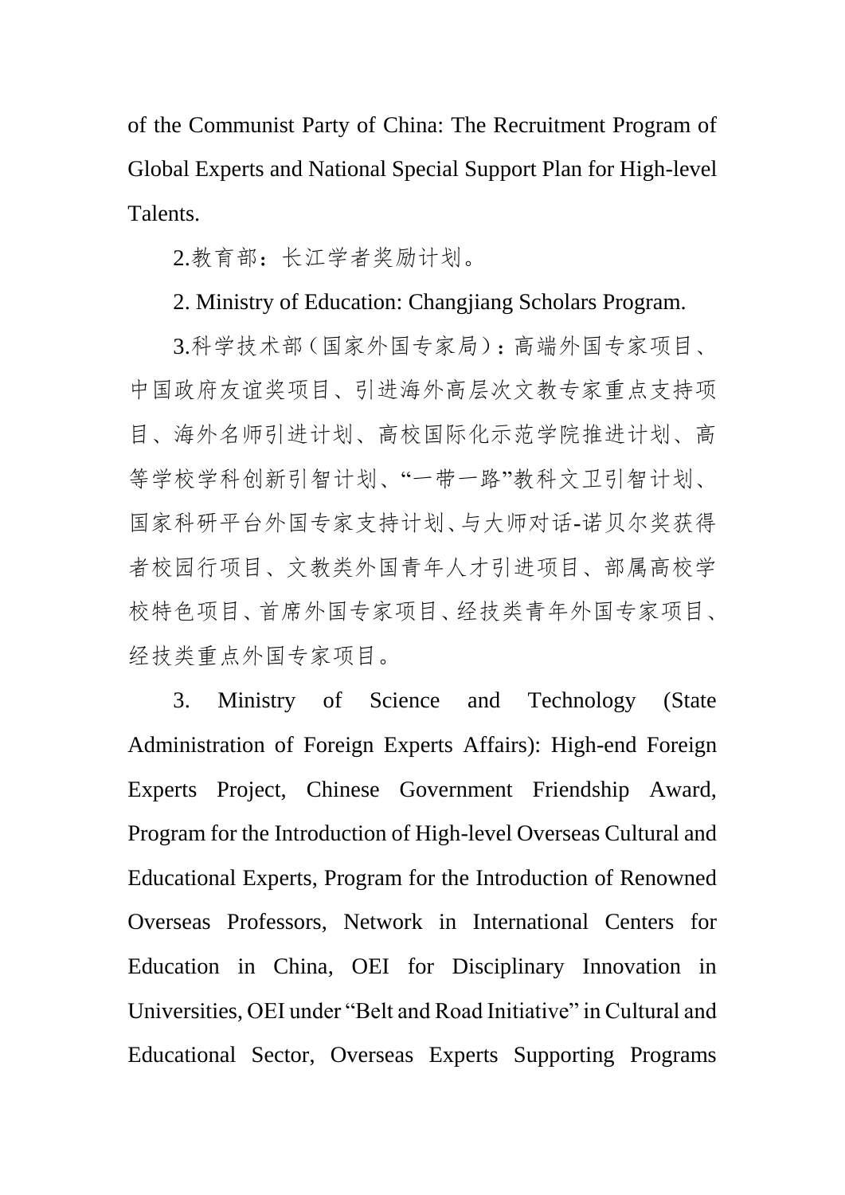of the Communist Party of China: The Recruitment Program of Global Experts and National Special Support Plan for High-level Talents.

2.教育部：长江学者奖励计划。

2. Ministry of Education: Changjiang Scholars Program.

3.科学技术部（国家外国专家局）：高端外国专家项目、中国政府友谊奖项目、引进海外高层次文教专家重点支持项目、海外名师引进计划、高校国际化示范学院推进计划、高等学校学科创新引智计划、“一带一路”教科文卫引智计划、国家科研平台外国专家支持计划、与大师对话-诺贝尔奖获得者校园行项目、文教类外国青年人才引进项目、部属高校学校特色项目、首席外国专家项目、经技类青年外国专家项目、经技类重点外国专家项目。

3. Ministry of Science and Technology (State Administration of Foreign Experts Affairs): High-end Foreign Experts Project, Chinese Government Friendship Award, Program for the Introduction of High-level Overseas Cultural and Educational Experts, Program for the Introduction of Renowned Overseas Professors, Network in International Centers for Education in China, OEI for Disciplinary Innovation in Universities, OEI under “Belt and Road Initiative” in Cultural and Educational Sector, Overseas Experts Supporting Programs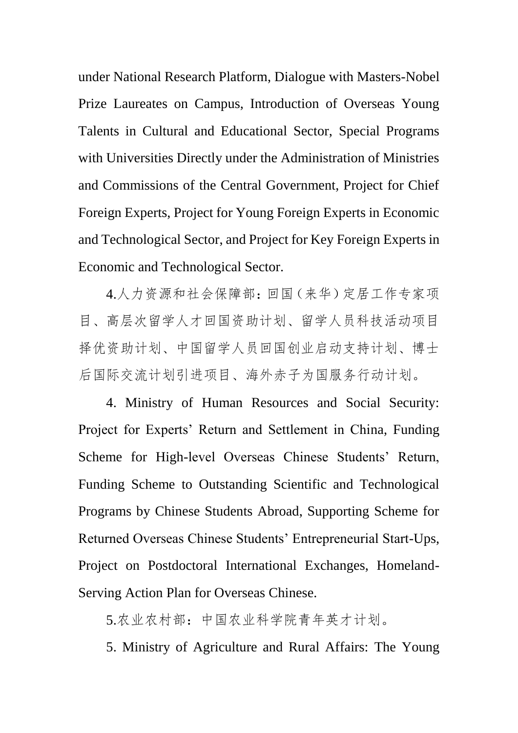under National Research Platform, Dialogue with Masters-Nobel Prize Laureates on Campus, Introduction of Overseas Young Talents in Cultural and Educational Sector, Special Programs with Universities Directly under the Administration of Ministries and Commissions of the Central Government, Project for Chief Foreign Experts, Project for Young Foreign Experts in Economic and Technological Sector, and Project for Key Foreign Experts in Economic and Technological Sector.

4.人力资源和社会保障部：回国（来华）定居工作专家项目、高层次留学人才回国资助计划、留学人员科技活动项目择优资助计划、中国留学人员回国创业启动支持计划、博士后国际交流计划引进项目、海外赤子为国服务行动计划。

4. Ministry of Human Resources and Social Security: Project for Experts' Return and Settlement in China, Funding Scheme for High-level Overseas Chinese Students' Return, Funding Scheme to Outstanding Scientific and Technological Programs by Chinese Students Abroad, Supporting Scheme for Returned Overseas Chinese Students' Entrepreneurial Start-Ups, Project on Postdoctoral International Exchanges, Homeland-Serving Action Plan for Overseas Chinese.

5.农业农村部：中国农业科学院青年英才计划。

5. Ministry of Agriculture and Rural Affairs: The Young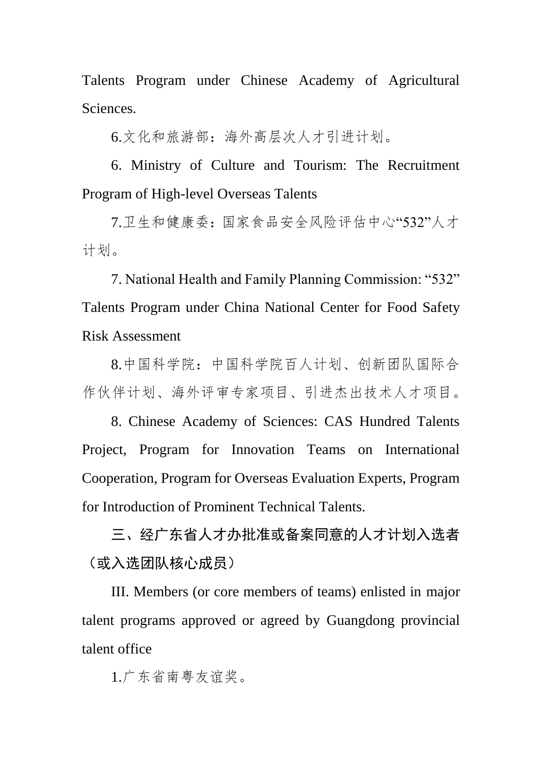Talents Program under Chinese Academy of Agricultural Sciences.

6.文化和旅游部：海外高层次人才引进计划。

6. Ministry of Culture and Tourism: The Recruitment Program of High-level Overseas Talents

7.卫生和健康委：国家食品安全风险评估中心"532"人才计划。

7. National Health and Family Planning Commission: "532" Talents Program under China National Center for Food Safety Risk Assessment

8.中国科学院：中国科学院百人计划、创新团队国际合作伙伴计划、海外评审专家项目、引进杰出技术人才项目。

8. Chinese Academy of Sciences: CAS Hundred Talents Project, Program for Innovation Teams on International Cooperation, Program for Overseas Evaluation Experts, Program for Introduction of Prominent Technical Talents.

**三、经广东省人才办批准或备案同意的人才计划入选者（或入选团队核心成员）**

III. Members (or core members of teams) enlisted in major talent programs approved or agreed by Guangdong provincial talent office

1.广东省南粤友谊奖。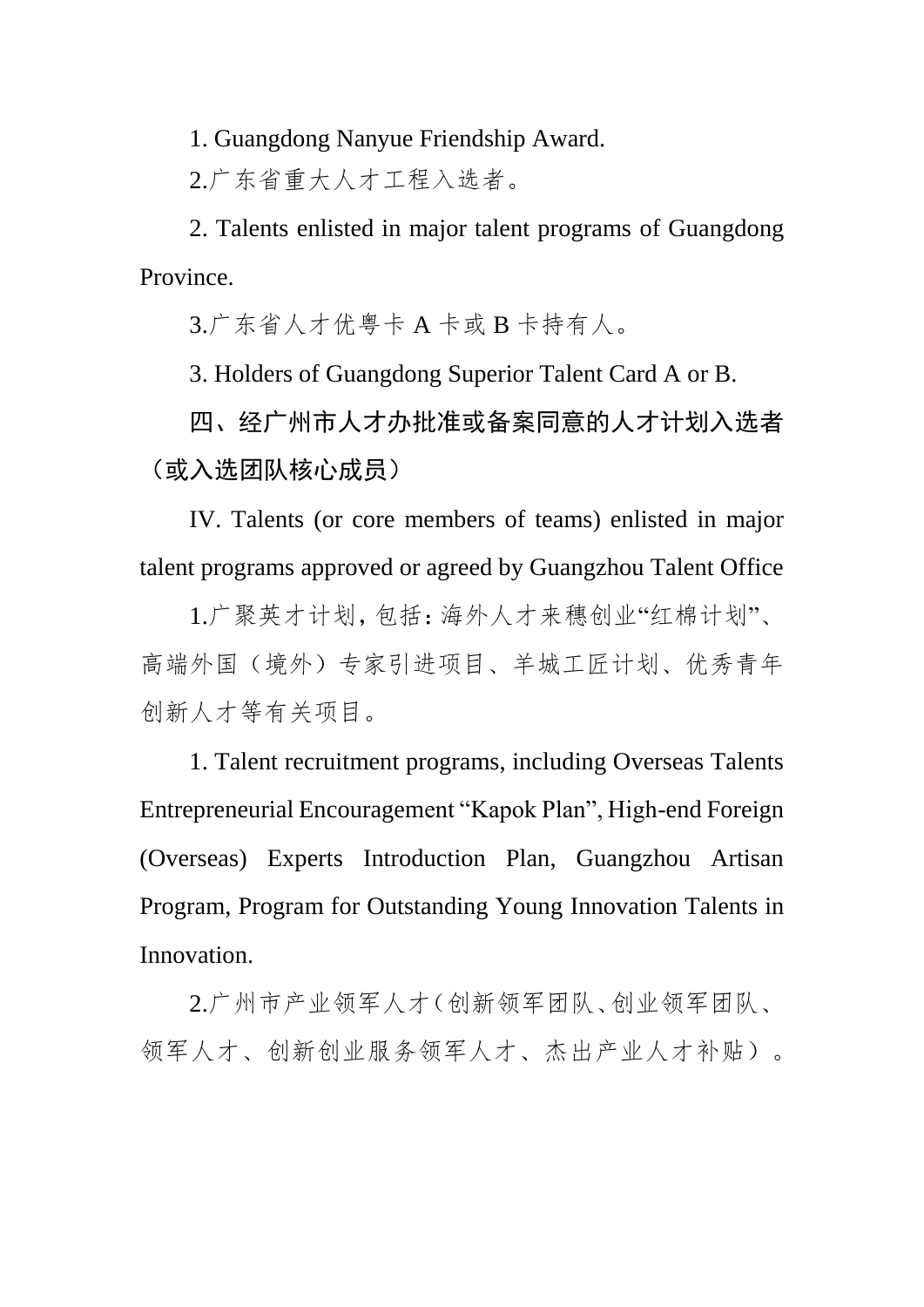1. Guangdong Nanyue Friendship Award.

2.广东省重大人才工程入选者。

2. Talents enlisted in major talent programs of Guangdong Province.

3.广东省人才优粤卡 A 卡或 B 卡持有人。

3. Holders of Guangdong Superior Talent Card A or B.

**四、经广州市人才办批准或备案同意的人才计划入选者（或入选团队核心成员）**

IV. Talents (or core members of teams) enlisted in major talent programs approved or agreed by Guangzhou Talent Office

1.广聚英才计划，包括：海外人才来穗创业“红棉计划”、高端外国（境外）专家引进项目、羊城工匠计划、优秀青年创新人才等有关项目。

1. Talent recruitment programs, including Overseas Talents Entrepreneurial Encouragement “Kapok Plan”, High-end Foreign (Overseas) Experts Introduction Plan, Guangzhou Artisan Program, Program for Outstanding Young Innovation Talents in Innovation.

2.广州市产业领军人才（创新领军团队、创业领军团队、领军人才、创新创业服务领军人才、杰出产业人才补贴）。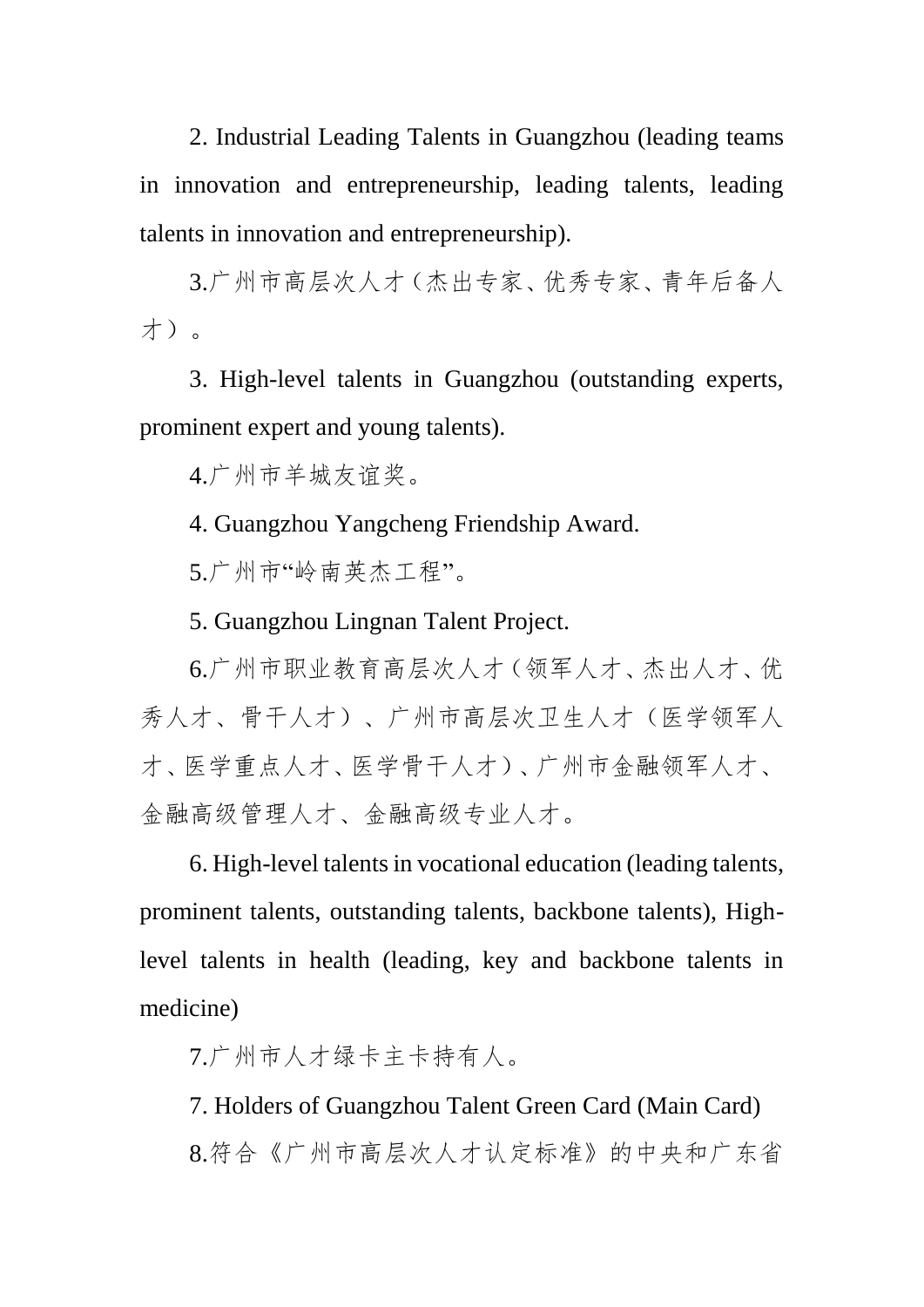2. Industrial Leading Talents in Guangzhou (leading teams in innovation and entrepreneurship, leading talents, leading talents in innovation and entrepreneurship).

3.广州市高层次人才（杰出专家、优秀专家、青年后备人才）。

3. High-level talents in Guangzhou (outstanding experts, prominent expert and young talents).

4.广州市羊城友谊奖。

4. Guangzhou Yangcheng Friendship Award.

5.广州市“岭南英杰工程”。

5. Guangzhou Lingnan Talent Project.

6.广州市职业教育高层次人才（领军人才、杰出人才、优秀人才、骨干人才）、广州市高层次卫生人才（医学领军人才、医学重点人才、医学骨干人才）、广州市金融领军人才、金融高级管理人才、金融高级专业人才。

6. High-level talents in vocational education (leading talents, prominent talents, outstanding talents, backbone talents), High-level talents in health (leading, key and backbone talents in medicine)

7.广州市人才绿卡主卡持有人。

7. Holders of Guangzhou Talent Green Card (Main Card)

8.符合《广州市高层次人才认定标准》的中央和广东省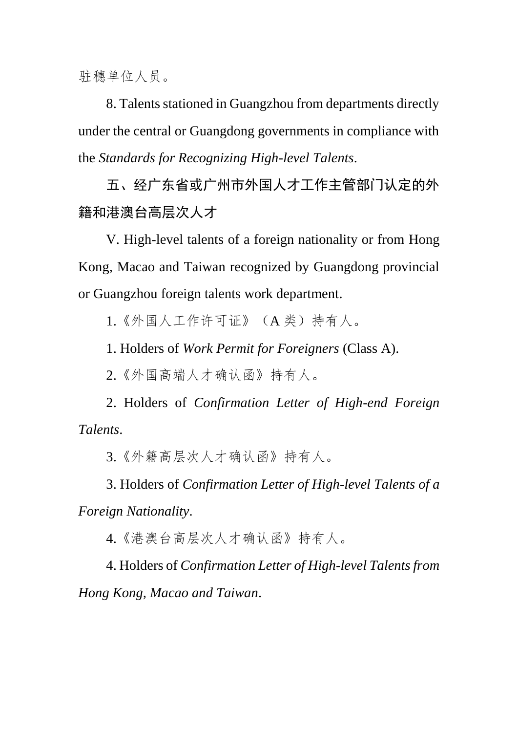驻穗单位人员。

8. Talents stationed in Guangzhou from departments directly under the central or Guangdong governments in compliance with the *Standards for Recognizing High-level Talents*.

**五、经广东省或广州市外国人才工作主管部门认定的外籍和港澳台高层次人才**

V. High-level talents of a foreign nationality or from Hong Kong, Macao and Taiwan recognized by Guangdong provincial or Guangzhou foreign talents work department.

1.《外国人工作许可证》（A 类）持有人。

1. Holders of *Work Permit for Foreigners* (Class A).

2.《外国高端人才确认函》持有人。

2. Holders of *Confirmation Letter of High-end Foreign Talents*.

3.《外籍高层次人才确认函》持有人。

3. Holders of *Confirmation Letter of High-level Talents of a Foreign Nationality*.

4.《港澳台高层次人才确认函》持有人。

4. Holders of *Confirmation Letter of High-level Talents from Hong Kong, Macao and Taiwan*.